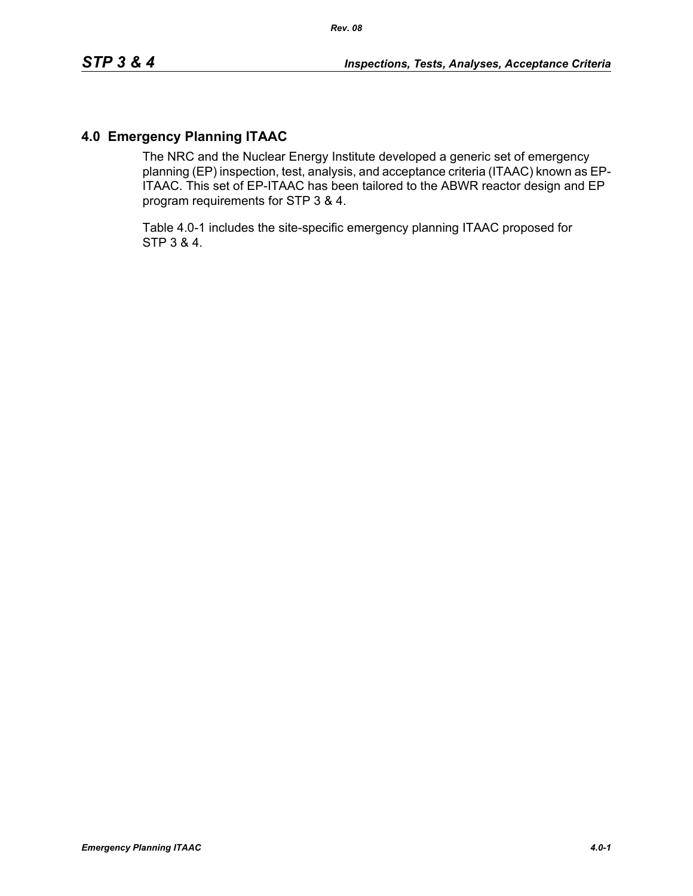# 4.0 Emergency Planning ITAAC

The NRC and the Nuclear Energy Institute developed a generic set of emergency planning (EP) inspection, test, analysis, and acceptance criteria (ITAAC) known as EP-ITAAC. This set of EP-ITAAC has been tailored to the ABWR reactor design and EP program requirements for STP 3 & 4.

Table 4.0-1 includes the site-specific emergency planning ITAAC proposed for STP 3 & 4.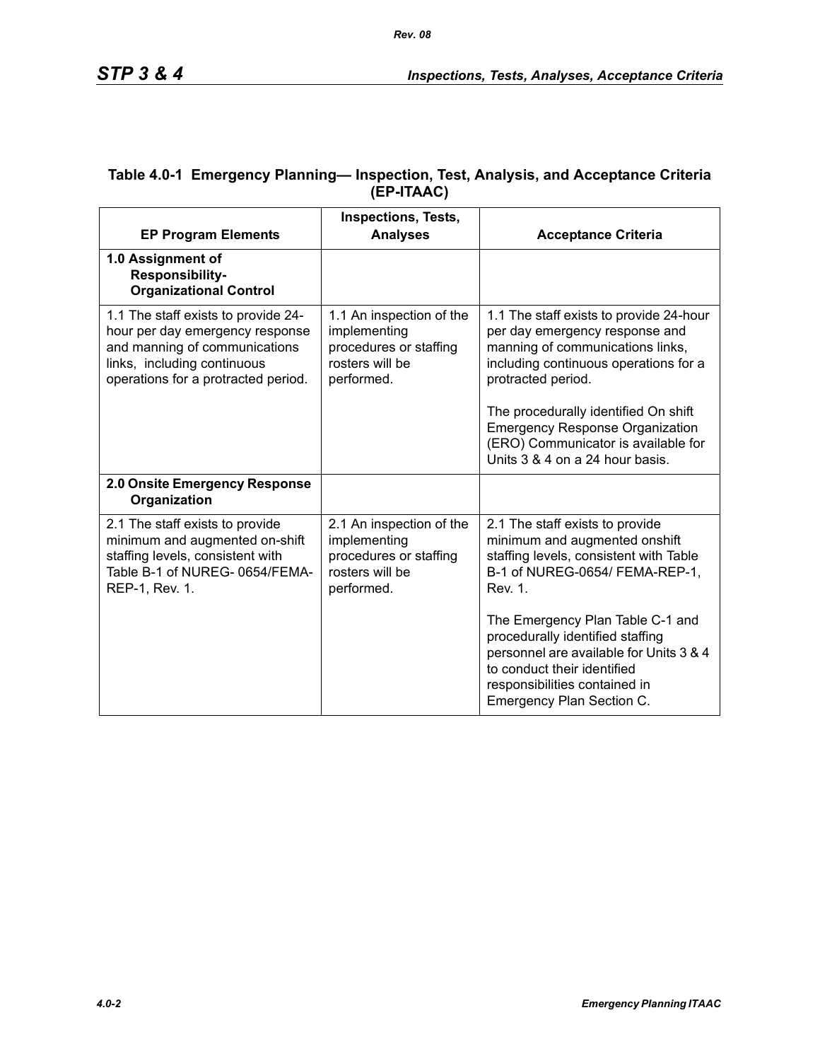**Table 4.0-1 Emergency Planning— Inspection, Test, Analysis, and Acceptance Criteria (EP-ITAAC)**

| EP Program Elements | Inspections, Tests, Analyses | Acceptance Criteria |
|---|---|---|
| **1.0 Assignment of Responsibility- Organizational Control** | | |
| 1.1 The staff exists to provide 24-hour per day emergency response and manning of communications links, including continuous operations for a protracted period. | 1.1 An inspection of the implementing procedures or staffing rosters will be performed. | 1.1 The staff exists to provide 24-hour per day emergency response and manning of communications links, including continuous operations for a protracted period.<br><br>The procedurally identified On shift Emergency Response Organization (ERO) Communicator is available for Units 3 & 4 on a 24 hour basis. |
| **2.0 Onsite Emergency Response Organization** | | |
| 2.1 The staff exists to provide minimum and augmented on-shift staffing levels, consistent with Table B-1 of NUREG- 0654/FEMA-REP-1, Rev. 1. | 2.1 An inspection of the implementing procedures or staffing rosters will be performed. | 2.1 The staff exists to provide minimum and augmented onshift staffing levels, consistent with Table B-1 of NUREG-0654/ FEMA-REP-1, Rev. 1.<br><br>The Emergency Plan Table C-1 and procedurally identified staffing personnel are available for Units 3 & 4 to conduct their identified responsibilities contained in Emergency Plan Section C. |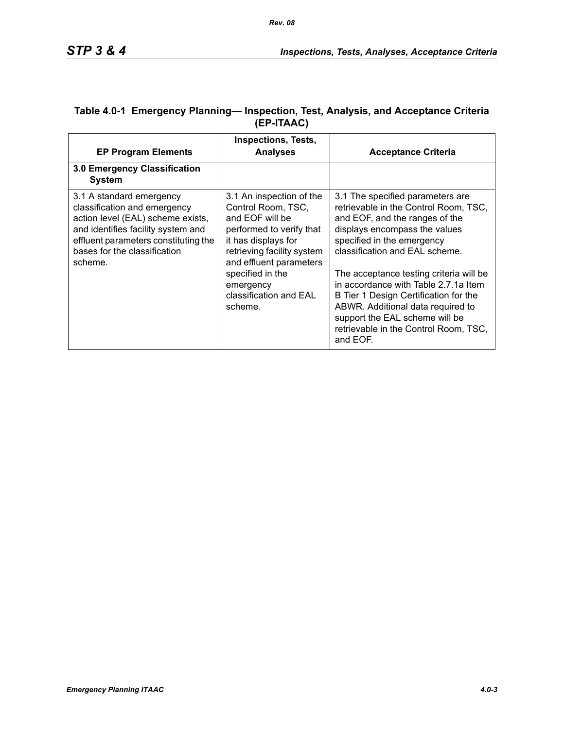### Table 4.0-1 Emergency Planning— Inspection, Test, Analysis, and Acceptance Criteria (EP-ITAAC)

| EP Program Elements | Inspections, Tests, Analyses | Acceptance Criteria |
|---|---|---|
| **3.0 Emergency Classification System** | | |
| 3.1 A standard emergency classification and emergency action level (EAL) scheme exists, and identifies facility system and effluent parameters constituting the bases for the classification scheme. | 3.1 An inspection of the Control Room, TSC, and EOF will be performed to verify that it has displays for retrieving facility system and effluent parameters specified in the emergency classification and EAL scheme. | 3.1 The specified parameters are retrievable in the Control Room, TSC, and EOF, and the ranges of the displays encompass the values specified in the emergency classification and EAL scheme.<br><br>The acceptance testing criteria will be in accordance with Table 2.7.1a Item B Tier 1 Design Certification for the ABWR. Additional data required to support the EAL scheme will be retrievable in the Control Room, TSC, and EOF. |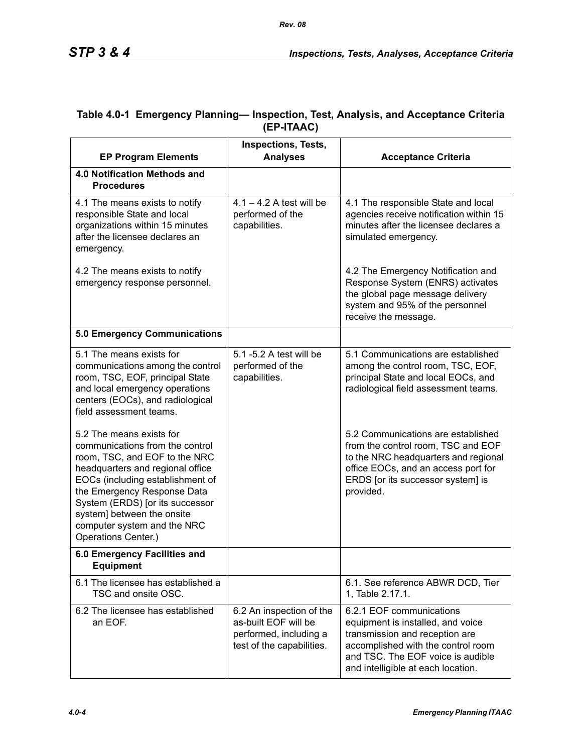### Table 4.0-1 Emergency Planning— Inspection, Test, Analysis, and Acceptance Criteria (EP-ITAAC)

| EP Program Elements | Inspections, Tests, Analyses | Acceptance Criteria |
|---|---|---|
| **4.0 Notification Methods and Procedures** | | |
| 4.1 The means exists to notify responsible State and local organizations within 15 minutes after the licensee declares an emergency.<br><br>4.2 The means exists to notify emergency response personnel. | 4.1 – 4.2 A test will be performed of the capabilities. | 4.1 The responsible State and local agencies receive notification within 15 minutes after the licensee declares a simulated emergency.<br><br>4.2 The Emergency Notification and Response System (ENRS) activates the global page message delivery system and 95% of the personnel receive the message. |
| **5.0 Emergency Communications** | | |
| 5.1 The means exists for communications among the control room, TSC, EOF, principal State and local emergency operations centers (EOCs), and radiological field assessment teams.<br><br>5.2 The means exists for communications from the control room, TSC, and EOF to the NRC headquarters and regional office EOCs (including establishment of the Emergency Response Data System (ERDS) [or its successor system] between the onsite computer system and the NRC Operations Center.) | 5.1 -5.2 A test will be performed of the capabilities. | 5.1 Communications are established among the control room, TSC, EOF, principal State and local EOCs, and radiological field assessment teams.<br><br>5.2 Communications are established from the control room, TSC and EOF to the NRC headquarters and regional office EOCs, and an access port for ERDS [or its successor system] is provided. |
| **6.0 Emergency Facilities and Equipment** | | |
| 6.1 The licensee has established a TSC and onsite OSC. | | 6.1. See reference ABWR DCD, Tier 1, Table 2.17.1. |
| 6.2 The licensee has established an EOF. | 6.2 An inspection of the as-built EOF will be performed, including a test of the capabilities. | 6.2.1 EOF communications equipment is installed, and voice transmission and reception are accomplished with the control room and TSC. The EOF voice is audible and intelligible at each location. |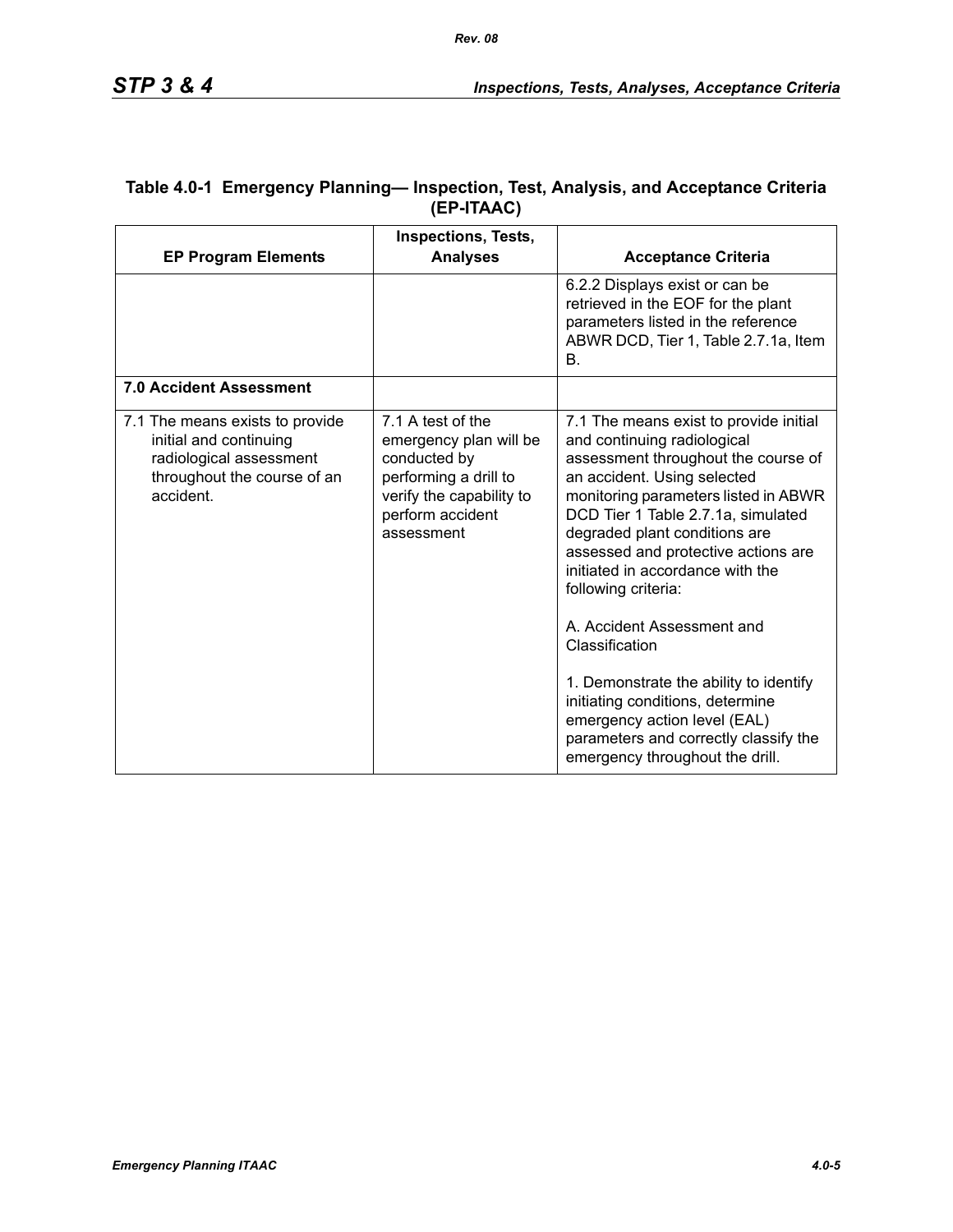**Table 4.0-1 Emergency Planning— Inspection, Test, Analysis, and Acceptance Criteria (EP-ITAAC)**

| EP Program Elements | Inspections, Tests, Analyses | Acceptance Criteria |
|---|---|---|
| | | 6.2.2 Displays exist or can be retrieved in the EOF for the plant parameters listed in the reference ABWR DCD, Tier 1, Table 2.7.1a, Item B. |
| **7.0 Accident Assessment** | | |
| 7.1 The means exists to provide initial and continuing radiological assessment throughout the course of an accident. | 7.1 A test of the emergency plan will be conducted by performing a drill to verify the capability to perform accident assessment | 7.1 The means exist to provide initial and continuing radiological assessment throughout the course of an accident. Using selected monitoring parameters listed in ABWR DCD Tier 1 Table 2.7.1a, simulated degraded plant conditions are assessed and protective actions are initiated in accordance with the following criteria:<br><br>A. Accident Assessment and Classification<br><br>1. Demonstrate the ability to identify initiating conditions, determine emergency action level (EAL) parameters and correctly classify the emergency throughout the drill. |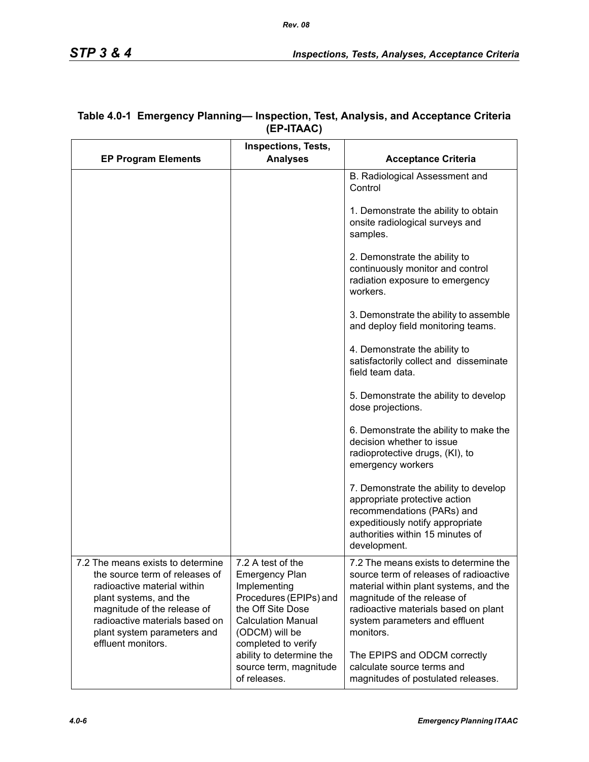**Table 4.0-1 Emergency Planning— Inspection, Test, Analysis, and Acceptance Criteria (EP-ITAAC)**

| EP Program Elements | Inspections, Tests, Analyses | Acceptance Criteria |
|---|---|---|
| | | B. Radiological Assessment and Control<br><br>1. Demonstrate the ability to obtain onsite radiological surveys and samples.<br><br>2. Demonstrate the ability to continuously monitor and control radiation exposure to emergency workers.<br><br>3. Demonstrate the ability to assemble and deploy field monitoring teams.<br><br>4. Demonstrate the ability to satisfactorily collect and disseminate field team data.<br><br>5. Demonstrate the ability to develop dose projections.<br><br>6. Demonstrate the ability to make the decision whether to issue radioprotective drugs, (KI), to emergency workers<br><br>7. Demonstrate the ability to develop appropriate protective action recommendations (PARs) and expeditiously notify appropriate authorities within 15 minutes of development. |
| 7.2 The means exists to determine the source term of releases of radioactive material within plant systems, and the magnitude of the release of radioactive materials based on plant system parameters and effluent monitors. | 7.2 A test of the Emergency Plan Implementing Procedures (EPIPs) and the Off Site Dose Calculation Manual (ODCM) will be completed to verify ability to determine the source term, magnitude of releases. | 7.2 The means exists to determine the source term of releases of radioactive material within plant systems, and the magnitude of the release of radioactive materials based on plant system parameters and effluent monitors.<br><br>The EPIPS and ODCM correctly calculate source terms and magnitudes of postulated releases. |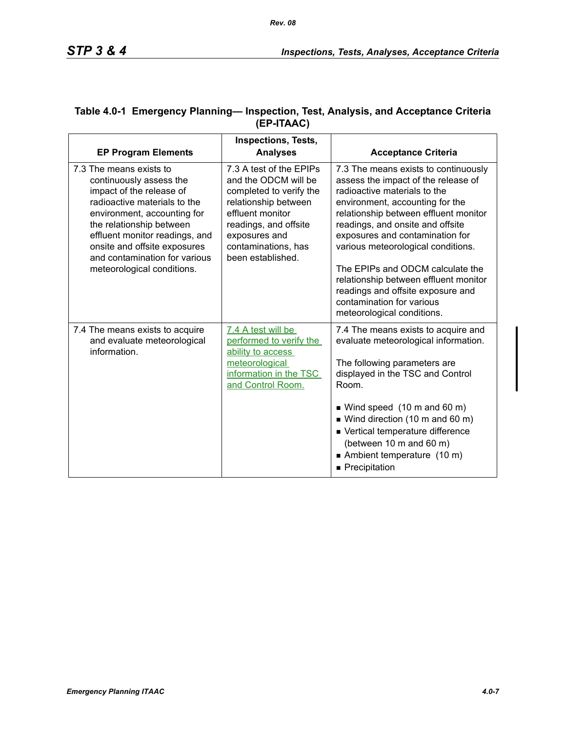**Table 4.0-1 Emergency Planning— Inspection, Test, Analysis, and Acceptance Criteria (EP-ITAAC)**

| EP Program Elements | Inspections, Tests, Analyses | Acceptance Criteria |
|---|---|---|
| 7.3 The means exists to continuously assess the impact of the release of radioactive materials to the environment, accounting for the relationship between effluent monitor readings, and onsite and offsite exposures and contamination for various meteorological conditions. | 7.3 A test of the EPIPs and the ODCM will be completed to verify the relationship between effluent monitor readings, and offsite exposures and contaminations, has been established. | 7.3 The means exists to continuously assess the impact of the release of radioactive materials to the environment, accounting for the relationship between effluent monitor readings, and onsite and offsite exposures and contamination for various meteorological conditions.<br><br>The EPIPs and ODCM calculate the relationship between effluent monitor readings and offsite exposure and contamination for various meteorological conditions. |
| 7.4 The means exists to acquire and evaluate meteorological information. | 7.4 A test will be performed to verify the ability to access meteorological information in the TSC and Control Room. | 7.4 The means exists to acquire and evaluate meteorological information.<br><br>The following parameters are displayed in the TSC and Control Room.<br><br>■ Wind speed (10 m and 60 m)<br>■ Wind direction (10 m and 60 m)<br>■ Vertical temperature difference (between 10 m and 60 m)<br>■ Ambient temperature (10 m)<br>■ Precipitation |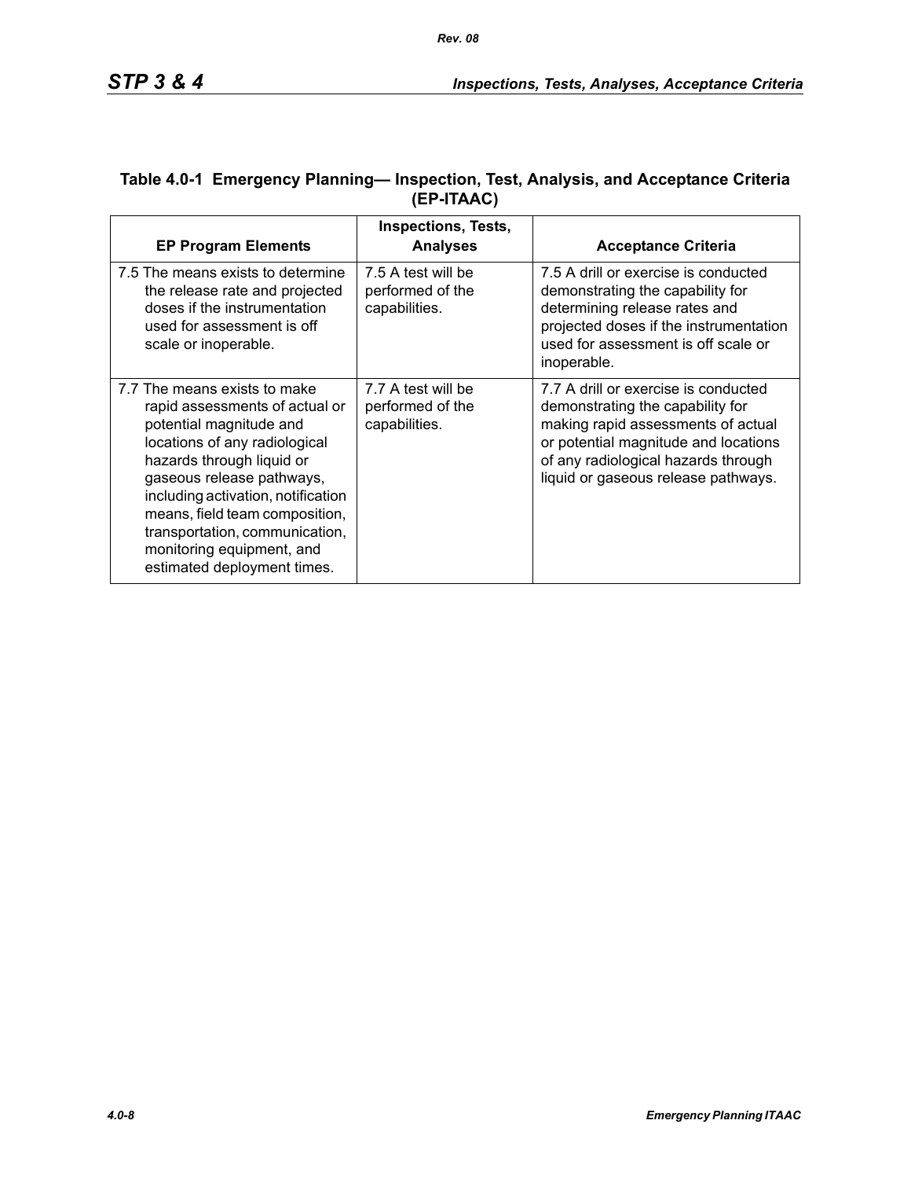**Table 4.0-1 Emergency Planning— Inspection, Test, Analysis, and Acceptance Criteria (EP-ITAAC)**

| EP Program Elements | Inspections, Tests, Analyses | Acceptance Criteria |
|---|---|---|
| 7.5 The means exists to determine the release rate and projected doses if the instrumentation used for assessment is off scale or inoperable. | 7.5 A test will be performed of the capabilities. | 7.5 A drill or exercise is conducted demonstrating the capability for determining release rates and projected doses if the instrumentation used for assessment is off scale or inoperable. |
| 7.7 The means exists to make rapid assessments of actual or potential magnitude and locations of any radiological hazards through liquid or gaseous release pathways, including activation, notification means, field team composition, transportation, communication, monitoring equipment, and estimated deployment times. | 7.7 A test will be performed of the capabilities. | 7.7 A drill or exercise is conducted demonstrating the capability for making rapid assessments of actual or potential magnitude and locations of any radiological hazards through liquid or gaseous release pathways. |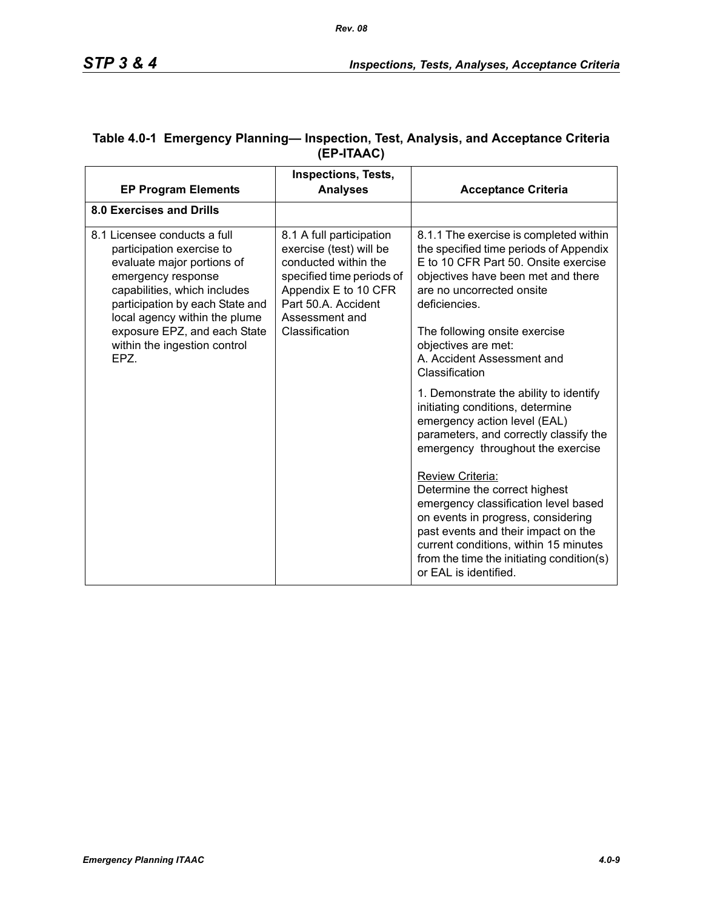## Table 4.0-1 Emergency Planning— Inspection, Test, Analysis, and Acceptance Criteria (EP-ITAAC)

| EP Program Elements | Inspections, Tests, Analyses | Acceptance Criteria |
|---|---|---|
| **8.0 Exercises and Drills** | | |
| 8.1 Licensee conducts a full participation exercise to evaluate major portions of emergency response capabilities, which includes participation by each State and local agency within the plume exposure EPZ, and each State within the ingestion control EPZ. | 8.1 A full participation exercise (test) will be conducted within the specified time periods of Appendix E to 10 CFR Part 50.A. Accident Assessment and Classification | 8.1.1 The exercise is completed within the specified time periods of Appendix E to 10 CFR Part 50. Onsite exercise objectives have been met and there are no uncorrected onsite deficiencies.<br><br>The following onsite exercise objectives are met:<br>A. Accident Assessment and Classification<br><br>1. Demonstrate the ability to identify initiating conditions, determine emergency action level (EAL) parameters, and correctly classify the emergency throughout the exercise<br><br>Review Criteria:<br>Determine the correct highest emergency classification level based on events in progress, considering past events and their impact on the current conditions, within 15 minutes from the time the initiating condition(s) or EAL is identified. |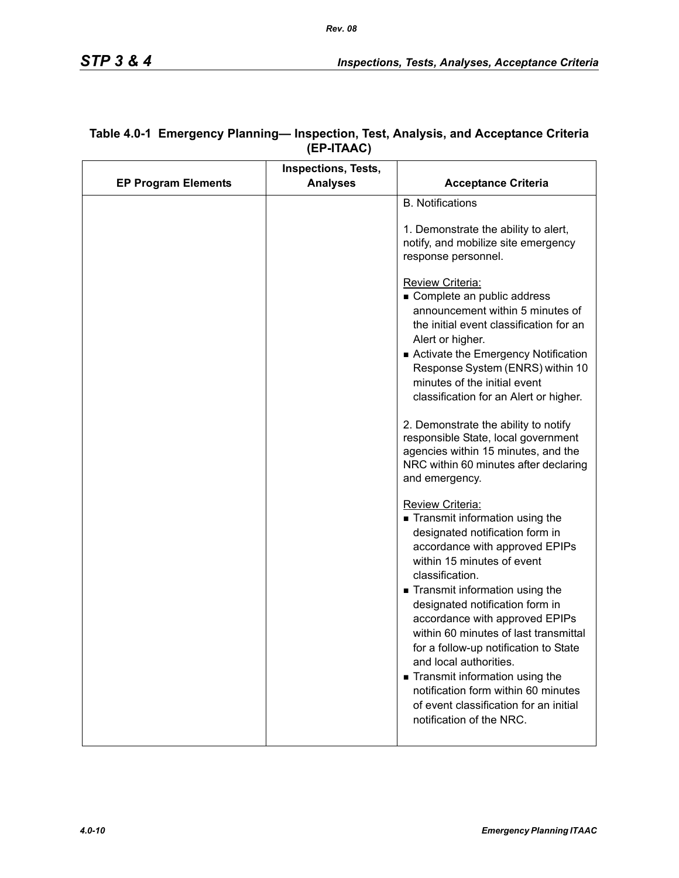## Table 4.0-1 Emergency Planning— Inspection, Test, Analysis, and Acceptance Criteria (EP-ITAAC)

| EP Program Elements | Inspections, Tests, Analyses | Acceptance Criteria |
|---|---|---|
| | | B. Notifications<br><br>1. Demonstrate the ability to alert, notify, and mobilize site emergency response personnel.<br><br>Review Criteria:<br>■ Complete an public address announcement within 5 minutes of the initial event classification for an Alert or higher.<br>■ Activate the Emergency Notification Response System (ENRS) within 10 minutes of the initial event classification for an Alert or higher.<br><br>2. Demonstrate the ability to notify responsible State, local government agencies within 15 minutes, and the NRC within 60 minutes after declaring and emergency.<br><br>Review Criteria:<br>■ Transmit information using the designated notification form in accordance with approved EPIPs within 15 minutes of event classification.<br>■ Transmit information using the designated notification form in accordance with approved EPIPs within 60 minutes of last transmittal for a follow-up notification to State and local authorities.<br>■ Transmit information using the notification form within 60 minutes of event classification for an initial notification of the NRC. |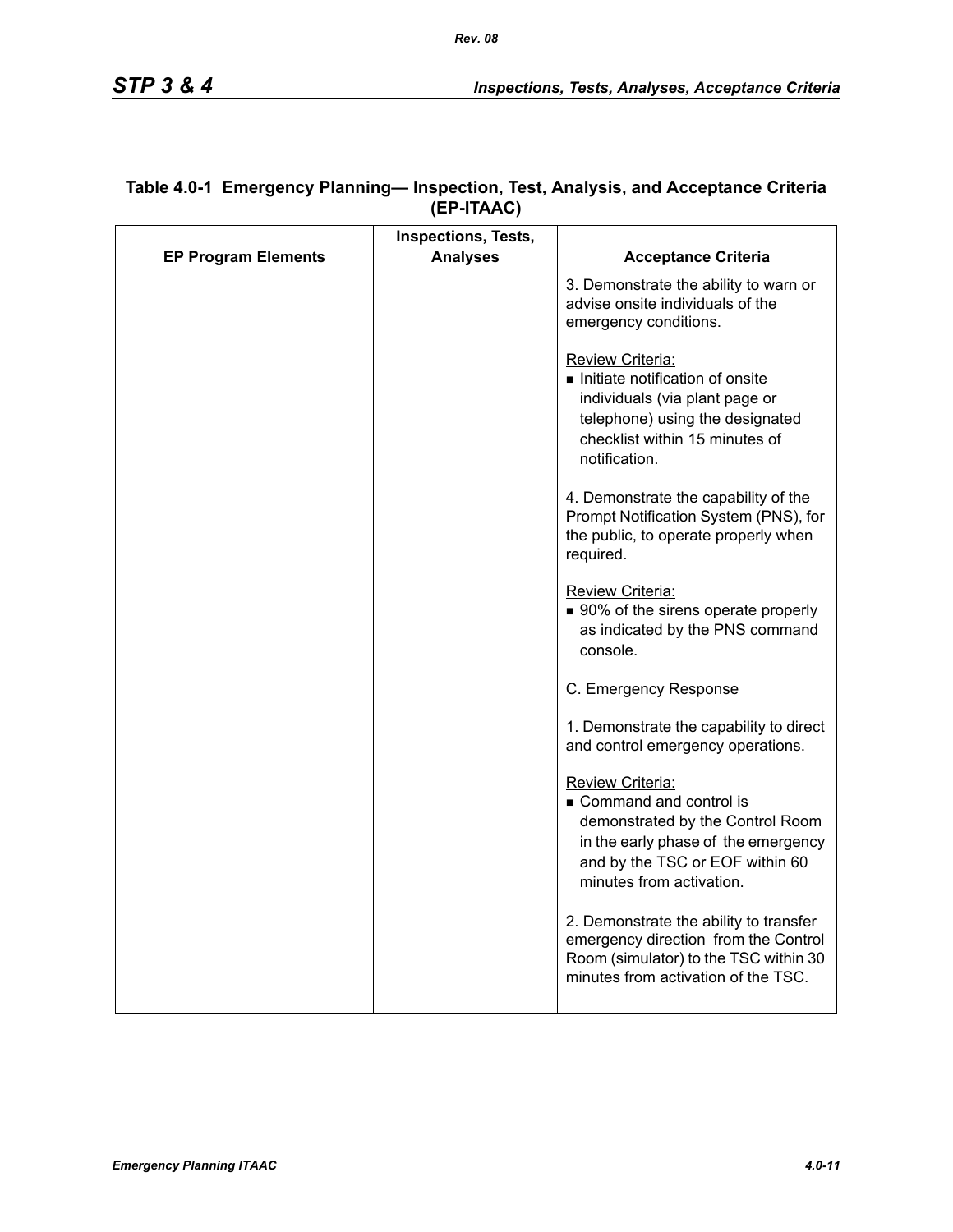**Table 4.0-1 Emergency Planning— Inspection, Test, Analysis, and Acceptance Criteria (EP-ITAAC)**

| EP Program Elements | Inspections, Tests, Analyses | Acceptance Criteria |
|---|---|---|
| | | 3. Demonstrate the ability to warn or advise onsite individuals of the emergency conditions.<br><br><u>Review Criteria:</u><br>■ Initiate notification of onsite individuals (via plant page or telephone) using the designated checklist within 15 minutes of notification.<br><br>4. Demonstrate the capability of the Prompt Notification System (PNS), for the public, to operate properly when required.<br><br><u>Review Criteria:</u><br>■ 90% of the sirens operate properly as indicated by the PNS command console.<br><br>C. Emergency Response<br><br>1. Demonstrate the capability to direct and control emergency operations.<br><br><u>Review Criteria:</u><br>■ Command and control is demonstrated by the Control Room in the early phase of the emergency and by the TSC or EOF within 60 minutes from activation.<br><br>2. Demonstrate the ability to transfer emergency direction from the Control Room (simulator) to the TSC within 30 minutes from activation of the TSC. |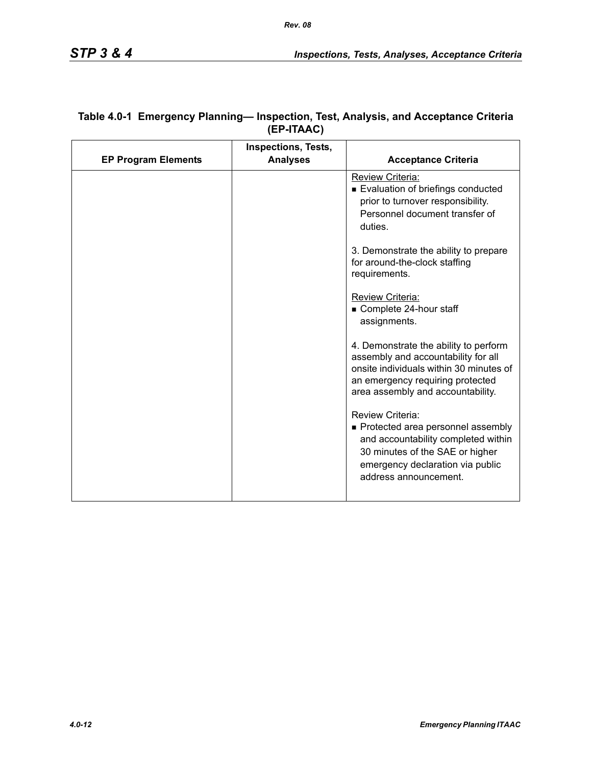**Table 4.0-1 Emergency Planning— Inspection, Test, Analysis, and Acceptance Criteria (EP-ITAAC)**

| EP Program Elements | Inspections, Tests, Analyses | Acceptance Criteria |
|---|---|---|
| | | Review Criteria:<br>■ Evaluation of briefings conducted prior to turnover responsibility. Personnel document transfer of duties.<br><br>3. Demonstrate the ability to prepare for around-the-clock staffing requirements.<br><br>Review Criteria:<br>■ Complete 24-hour staff assignments.<br><br>4. Demonstrate the ability to perform assembly and accountability for all onsite individuals within 30 minutes of an emergency requiring protected area assembly and accountability.<br><br>Review Criteria:<br>■ Protected area personnel assembly and accountability completed within 30 minutes of the SAE or higher emergency declaration via public address announcement. |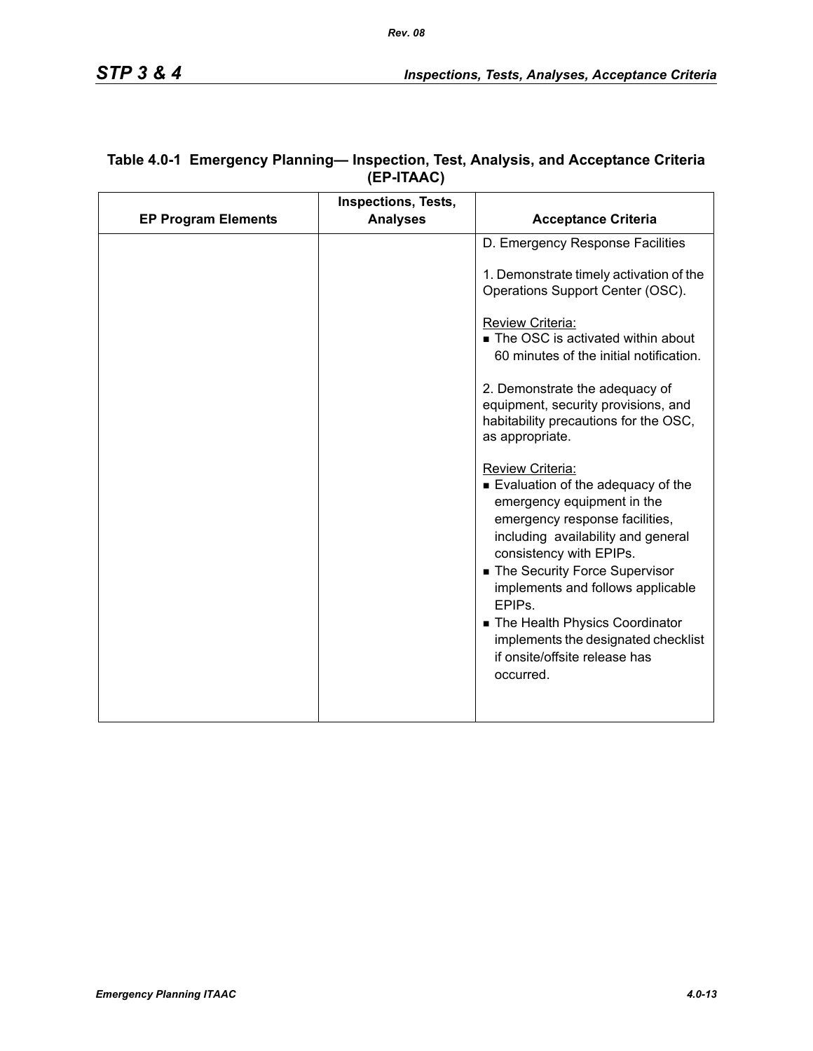**Table 4.0-1 Emergency Planning— Inspection, Test, Analysis, and Acceptance Criteria (EP-ITAAC)**

| EP Program Elements | Inspections, Tests, Analyses | Acceptance Criteria |
|---|---|---|
| | | D. Emergency Response Facilities<br><br>1. Demonstrate timely activation of the Operations Support Center (OSC).<br><br><u>Review Criteria:</u><br>▪ The OSC is activated within about 60 minutes of the initial notification.<br><br>2. Demonstrate the adequacy of equipment, security provisions, and habitability precautions for the OSC, as appropriate.<br><br><u>Review Criteria:</u><br>▪ Evaluation of the adequacy of the emergency equipment in the emergency response facilities, including availability and general consistency with EPIPs.<br>▪ The Security Force Supervisor implements and follows applicable EPIPs.<br>▪ The Health Physics Coordinator implements the designated checklist if onsite/offsite release has occurred. |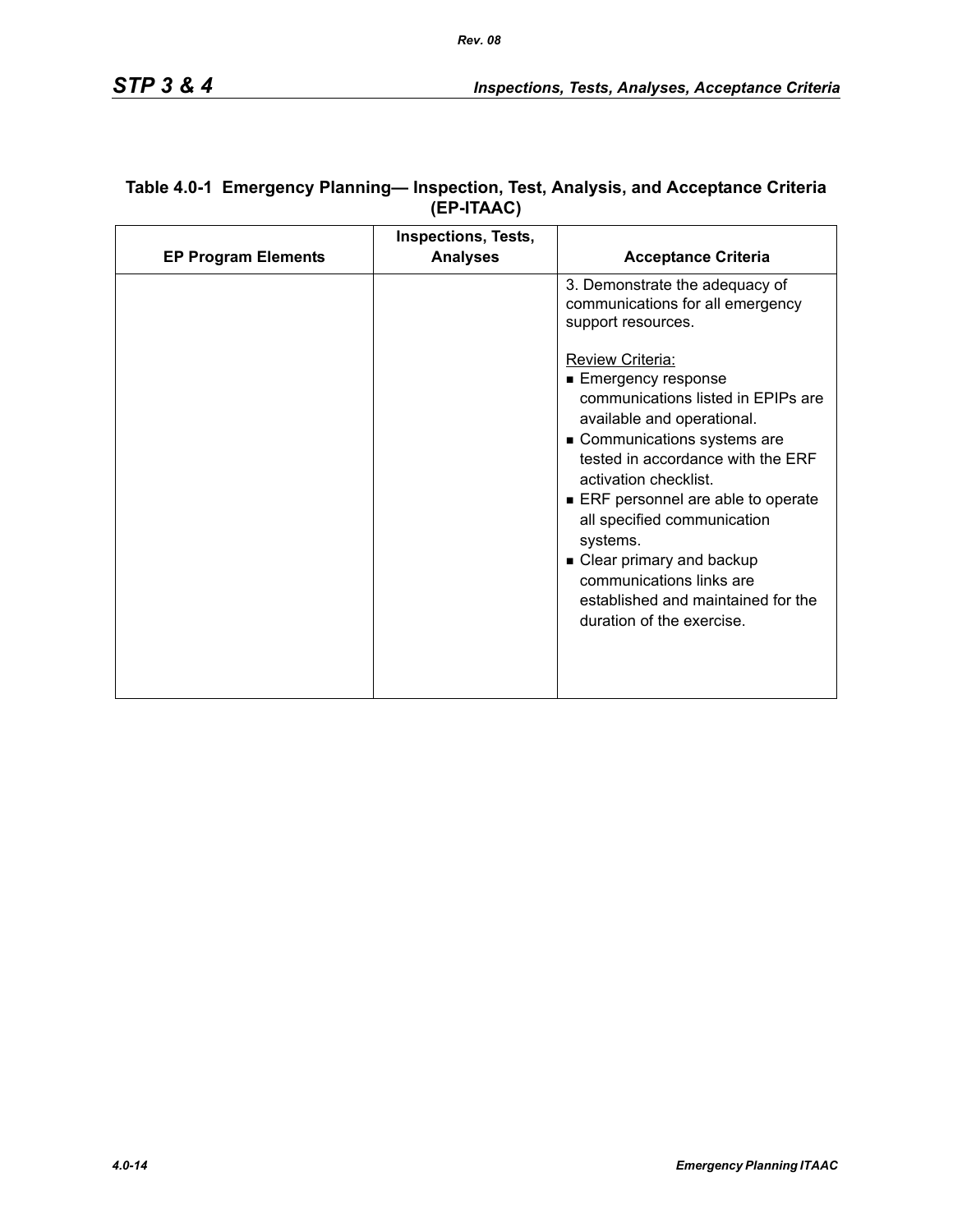**Table 4.0-1 Emergency Planning— Inspection, Test, Analysis, and Acceptance Criteria (EP-ITAAC)**

| EP Program Elements | Inspections, Tests, Analyses | Acceptance Criteria |
|---|---|---|
| | | 3. Demonstrate the adequacy of communications for all emergency support resources.<br><br>Review Criteria:<br>■ Emergency response communications listed in EPIPs are available and operational.<br>■ Communications systems are tested in accordance with the ERF activation checklist.<br>■ ERF personnel are able to operate all specified communication systems.<br>■ Clear primary and backup communications links are established and maintained for the duration of the exercise. |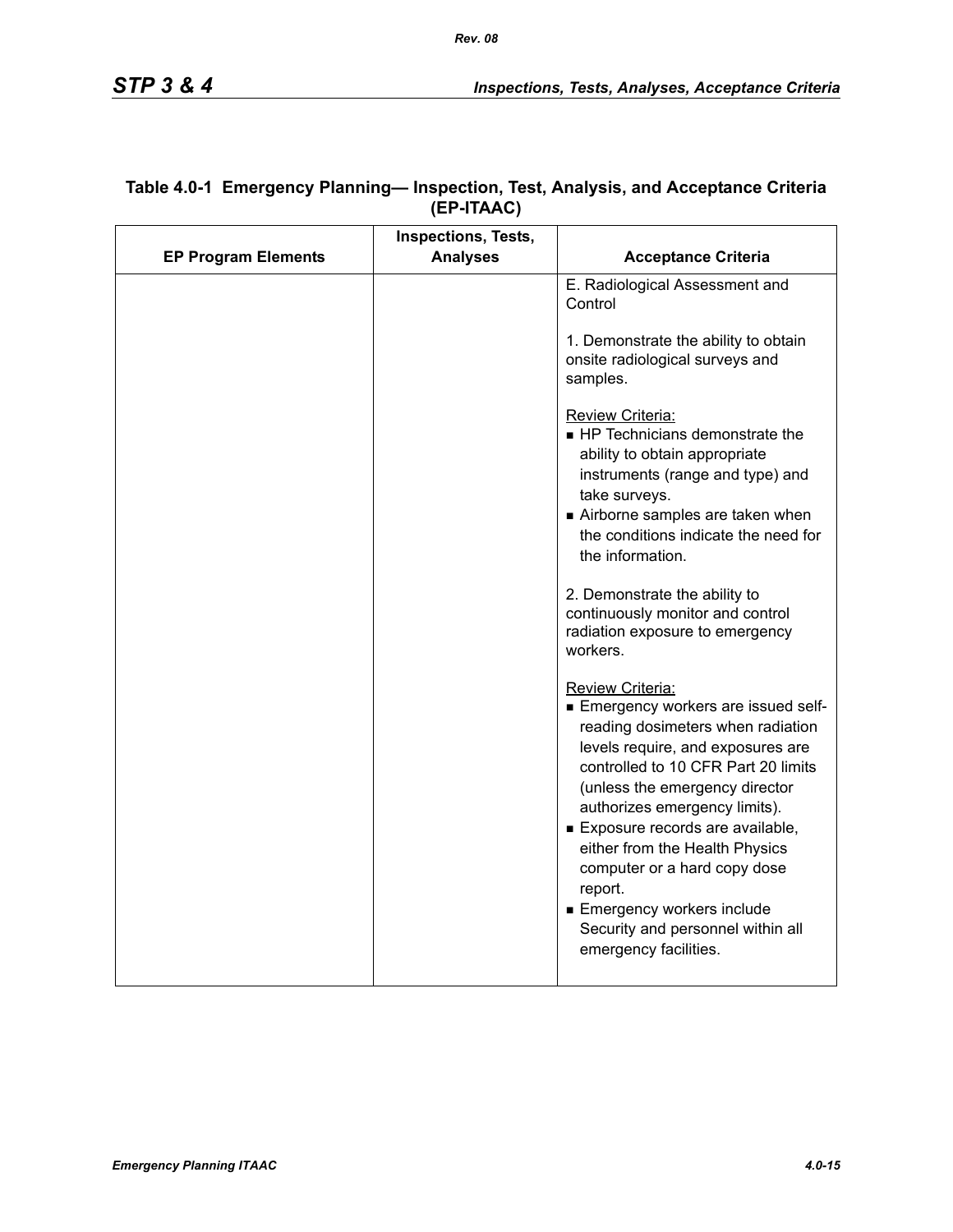**Table 4.0-1 Emergency Planning— Inspection, Test, Analysis, and Acceptance Criteria (EP-ITAAC)**

| EP Program Elements | Inspections, Tests, Analyses | Acceptance Criteria |
|---|---|---|
| | | E. Radiological Assessment and Control<br><br>1. Demonstrate the ability to obtain onsite radiological surveys and samples.<br><br><u>Review Criteria:</u><br>■ HP Technicians demonstrate the ability to obtain appropriate instruments (range and type) and take surveys.<br>■ Airborne samples are taken when the conditions indicate the need for the information.<br><br>2. Demonstrate the ability to continuously monitor and control radiation exposure to emergency workers.<br><br><u>Review Criteria:</u><br>■ Emergency workers are issued self-reading dosimeters when radiation levels require, and exposures are controlled to 10 CFR Part 20 limits (unless the emergency director authorizes emergency limits).<br>■ Exposure records are available, either from the Health Physics computer or a hard copy dose report.<br>■ Emergency workers include Security and personnel within all emergency facilities. |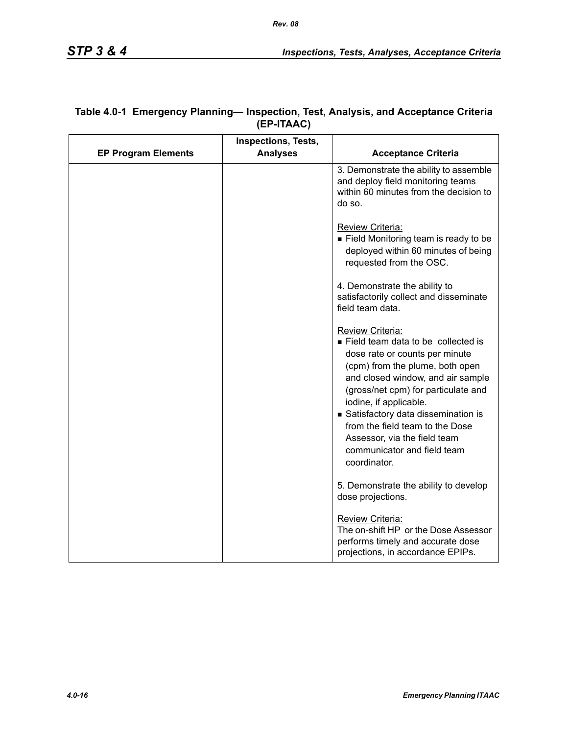**Table 4.0-1 Emergency Planning— Inspection, Test, Analysis, and Acceptance Criteria (EP-ITAAC)**

| EP Program Elements | Inspections, Tests, Analyses | Acceptance Criteria |
|---|---|---|
| | | 3. Demonstrate the ability to assemble and deploy field monitoring teams within 60 minutes from the decision to do so.<br><br>Review Criteria:<br>■ Field Monitoring team is ready to be deployed within 60 minutes of being requested from the OSC.<br><br>4. Demonstrate the ability to satisfactorily collect and disseminate field team data.<br><br>Review Criteria:<br>■ Field team data to be collected is dose rate or counts per minute (cpm) from the plume, both open and closed window, and air sample (gross/net cpm) for particulate and iodine, if applicable.<br>■ Satisfactory data dissemination is from the field team to the Dose Assessor, via the field team communicator and field team coordinator.<br><br>5. Demonstrate the ability to develop dose projections.<br><br>Review Criteria:<br>The on-shift HP or the Dose Assessor performs timely and accurate dose projections, in accordance EPIPs. |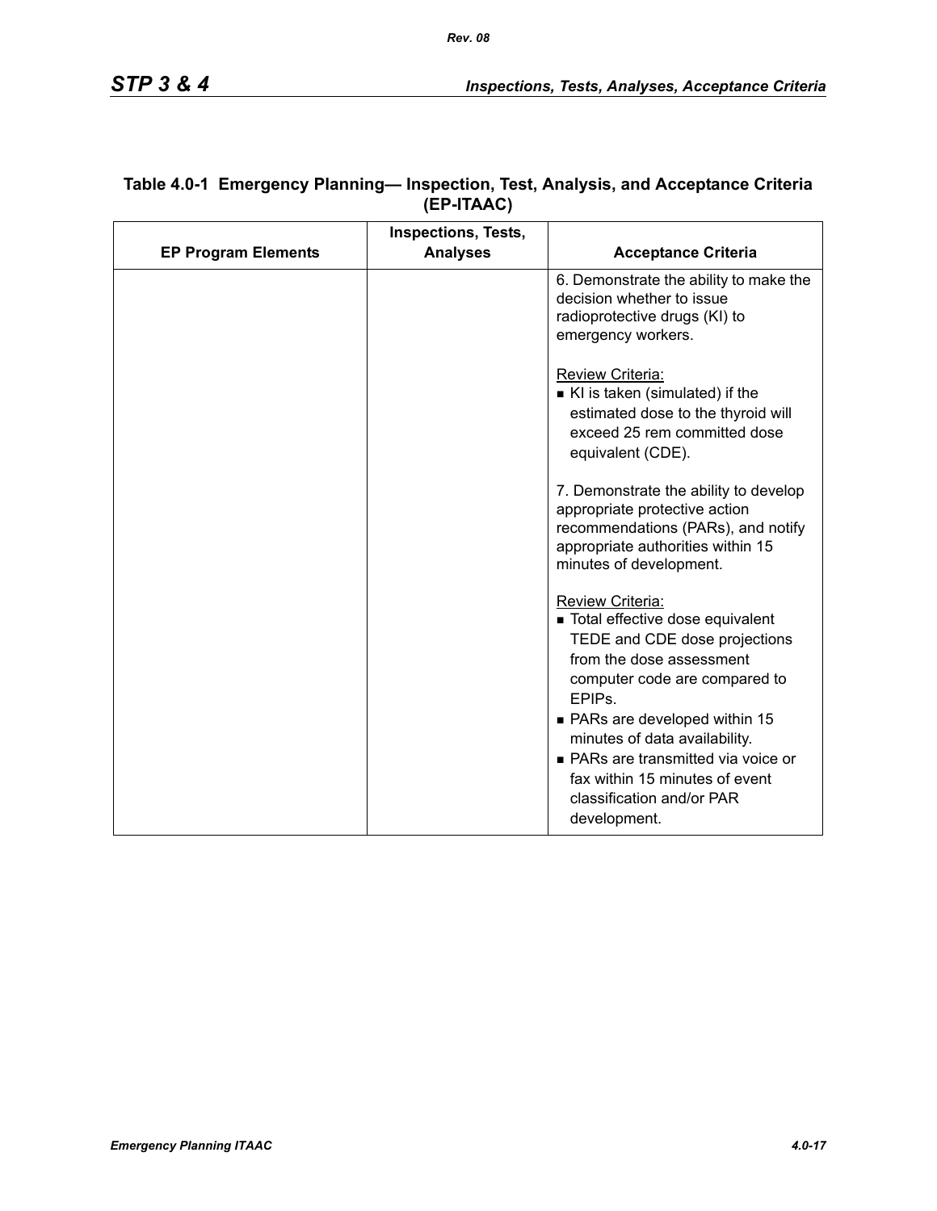**Table 4.0-1 Emergency Planning— Inspection, Test, Analysis, and Acceptance Criteria (EP-ITAAC)**

| EP Program Elements | Inspections, Tests, Analyses | Acceptance Criteria |
|---|---|---|
| | | 6. Demonstrate the ability to make the decision whether to issue radioprotective drugs (KI) to emergency workers.<br><br><u>Review Criteria:</u><br>■ KI is taken (simulated) if the estimated dose to the thyroid will exceed 25 rem committed dose equivalent (CDE).<br><br>7. Demonstrate the ability to develop appropriate protective action recommendations (PARs), and notify appropriate authorities within 15 minutes of development.<br><br><u>Review Criteria:</u><br>■ Total effective dose equivalent TEDE and CDE dose projections from the dose assessment computer code are compared to EPIPs.<br>■ PARs are developed within 15 minutes of data availability.<br>■ PARs are transmitted via voice or fax within 15 minutes of event classification and/or PAR development. |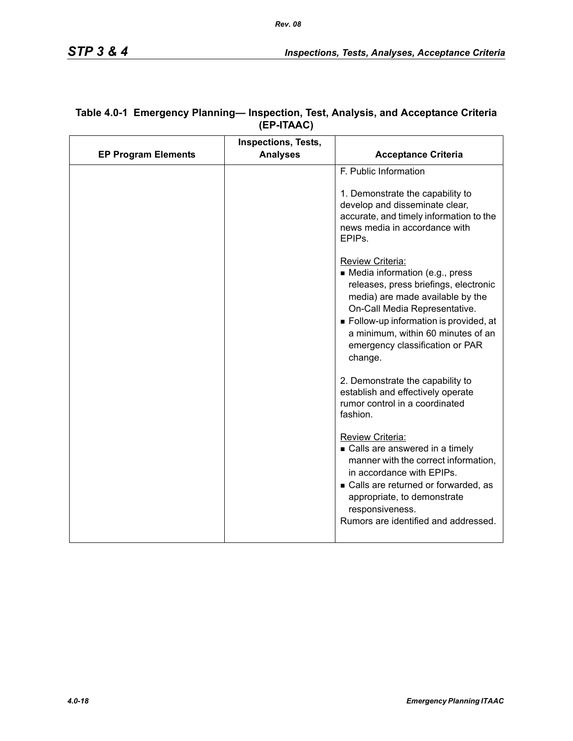**Table 4.0-1 Emergency Planning— Inspection, Test, Analysis, and Acceptance Criteria (EP-ITAAC)**

| EP Program Elements | Inspections, Tests, Analyses | Acceptance Criteria |
|---|---|---|
| | | F. Public Information<br><br>1. Demonstrate the capability to develop and disseminate clear, accurate, and timely information to the news media in accordance with EPIPs.<br><br>Review Criteria:<br>■ Media information (e.g., press releases, press briefings, electronic media) are made available by the On-Call Media Representative.<br>■ Follow-up information is provided, at a minimum, within 60 minutes of an emergency classification or PAR change.<br><br>2. Demonstrate the capability to establish and effectively operate rumor control in a coordinated fashion.<br><br>Review Criteria:<br>■ Calls are answered in a timely manner with the correct information, in accordance with EPIPs.<br>■ Calls are returned or forwarded, as appropriate, to demonstrate responsiveness.<br>Rumors are identified and addressed. |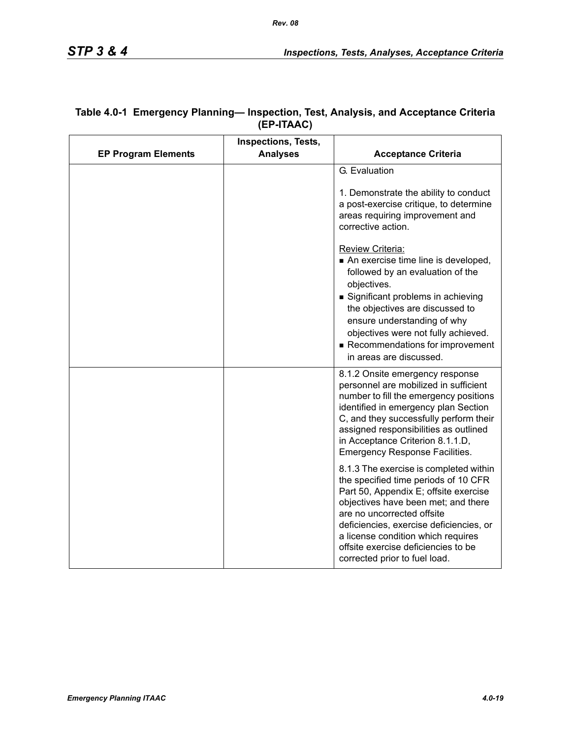**Table 4.0-1 Emergency Planning— Inspection, Test, Analysis, and Acceptance Criteria (EP-ITAAC)**

| EP Program Elements | Inspections, Tests, Analyses | Acceptance Criteria |
|---|---|---|
| | | G. Evaluation<br><br>1. Demonstrate the ability to conduct a post-exercise critique, to determine areas requiring improvement and corrective action.<br><br>Review Criteria:<br>■ An exercise time line is developed, followed by an evaluation of the objectives.<br>■ Significant problems in achieving the objectives are discussed to ensure understanding of why objectives were not fully achieved.<br>■ Recommendations for improvement in areas are discussed. |
| | | 8.1.2 Onsite emergency response personnel are mobilized in sufficient number to fill the emergency positions identified in emergency plan Section C, and they successfully perform their assigned responsibilities as outlined in Acceptance Criterion 8.1.1.D, Emergency Response Facilities.<br><br>8.1.3 The exercise is completed within the specified time periods of 10 CFR Part 50, Appendix E; offsite exercise objectives have been met; and there are no uncorrected offsite deficiencies, exercise deficiencies, or a license condition which requires offsite exercise deficiencies to be corrected prior to fuel load. |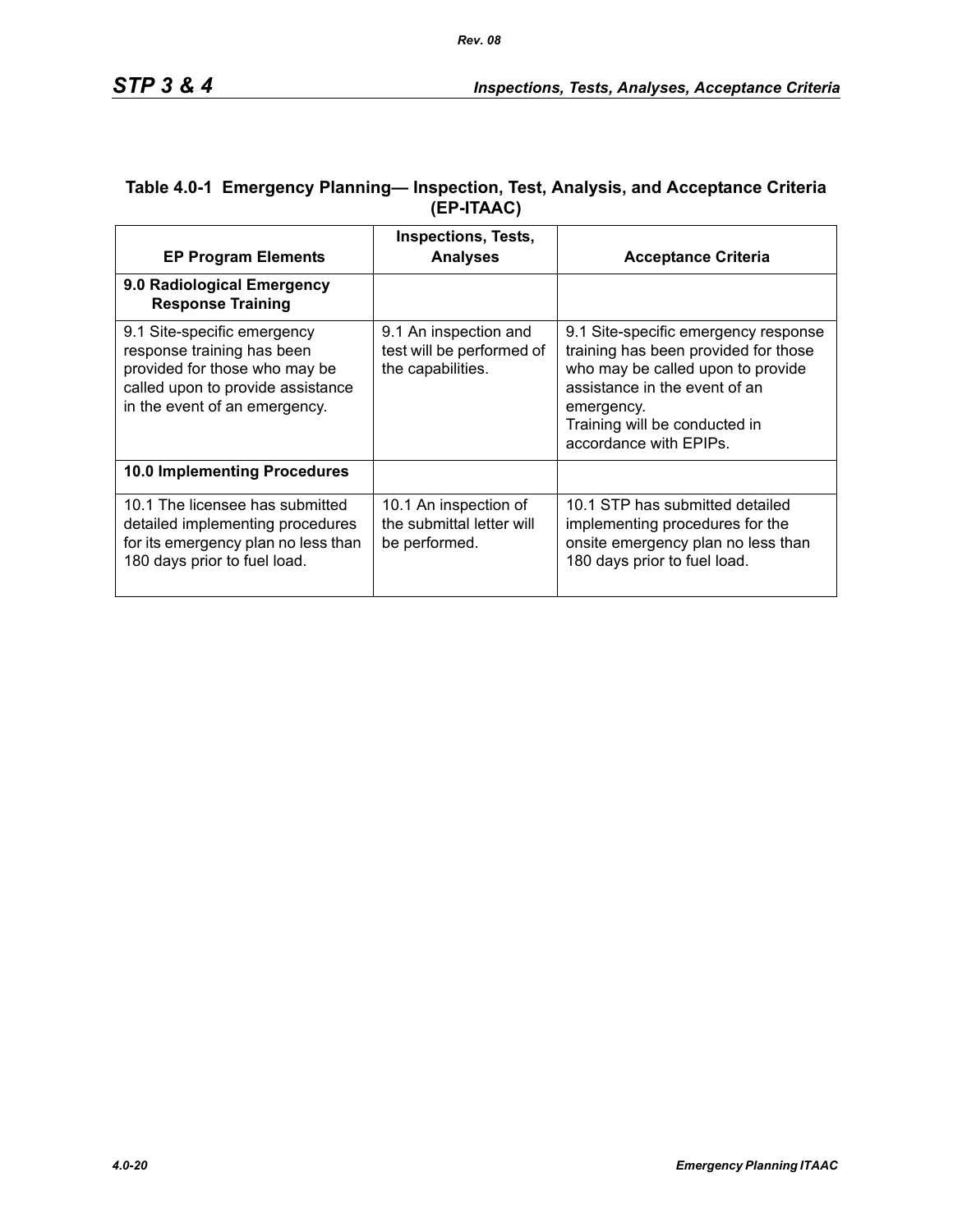**Table 4.0-1 Emergency Planning— Inspection, Test, Analysis, and Acceptance Criteria (EP-ITAAC)**

| EP Program Elements | Inspections, Tests, Analyses | Acceptance Criteria |
|---|---|---|
| **9.0 Radiological Emergency Response Training** | | |
| 9.1 Site-specific emergency response training has been provided for those who may be called upon to provide assistance in the event of an emergency. | 9.1 An inspection and test will be performed of the capabilities. | 9.1 Site-specific emergency response training has been provided for those who may be called upon to provide assistance in the event of an emergency.<br>Training will be conducted in accordance with EPIPs. |
| **10.0 Implementing Procedures** | | |
| 10.1 The licensee has submitted detailed implementing procedures for its emergency plan no less than 180 days prior to fuel load. | 10.1 An inspection of the submittal letter will be performed. | 10.1 STP has submitted detailed implementing procedures for the onsite emergency plan no less than 180 days prior to fuel load. |